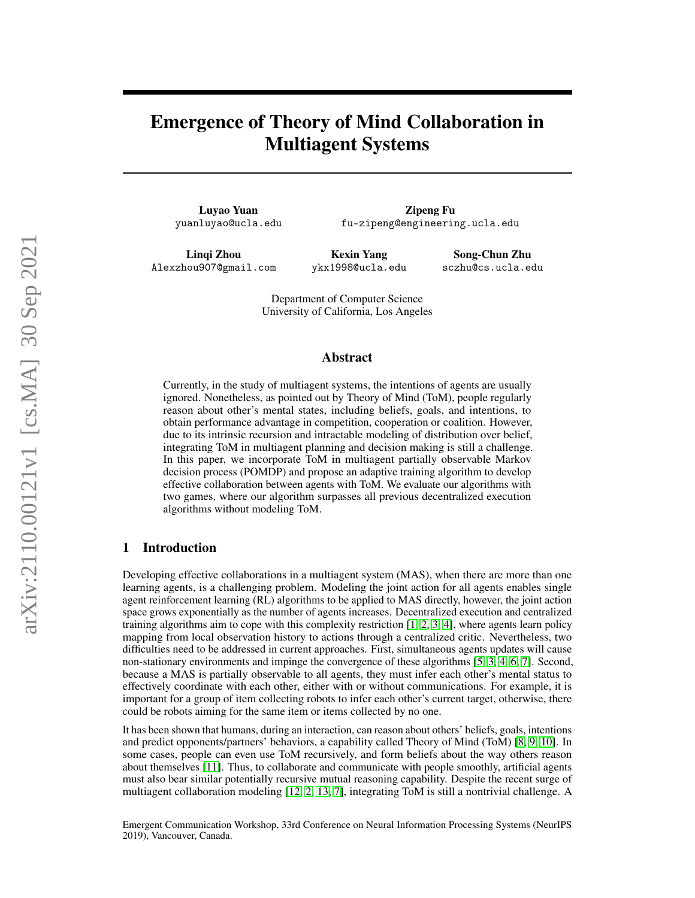# Emergence of Theory of Mind Collaboration in Multiagent Systems

**Luyao Yuan**
yuanluyao@ucla.edu

**Zipeng Fu**
fu-zipeng@engineering.ucla.edu

**Linqi Zhou**
Alexzhou907@gmail.com

**Kexin Yang**
ykx1998@ucla.edu

**Song-Chun Zhu**
sczhu@cs.ucla.edu

Department of Computer Science
University of California, Los Angeles

## Abstract

Currently, in the study of multiagent systems, the intentions of agents are usually ignored. Nonetheless, as pointed out by Theory of Mind (ToM), people regularly reason about other's mental states, including beliefs, goals, and intentions, to obtain performance advantage in competition, cooperation or coalition. However, due to its intrinsic recursion and intractable modeling of distribution over belief, integrating ToM in multiagent planning and decision making is still a challenge. In this paper, we incorporate ToM in multiagent partially observable Markov decision process (POMDP) and propose an adaptive training algorithm to develop effective collaboration between agents with ToM. We evaluate our algorithms with two games, where our algorithm surpasses all previous decentralized execution algorithms without modeling ToM.

## 1 Introduction

Developing effective collaborations in a multiagent system (MAS), when there are more than one learning agents, is a challenging problem. Modeling the joint action for all agents enables single agent reinforcement learning (RL) algorithms to be applied to MAS directly, however, the joint action space grows exponentially as the number of agents increases. Decentralized execution and centralized training algorithms aim to cope with this complexity restriction [1, 2, 3, 4], where agents learn policy mapping from local observation history to actions through a centralized critic. Nevertheless, two difficulties need to be addressed in current approaches. First, simultaneous agents updates will cause non-stationary environments and impinge the convergence of these algorithms [5, 3, 4, 6, 7]. Second, because a MAS is partially observable to all agents, they must infer each other's mental status to effectively coordinate with each other, either with or without communications. For example, it is important for a group of item collecting robots to infer each other's current target, otherwise, there could be robots aiming for the same item or items collected by no one.

It has been shown that humans, during an interaction, can reason about others' beliefs, goals, intentions and predict opponents/partners' behaviors, a capability called Theory of Mind (ToM) [8, 9, 10]. In some cases, people can even use ToM recursively, and form beliefs about the way others reason about themselves [11]. Thus, to collaborate and communicate with people smoothly, artificial agents must also bear similar potentially recursive mutual reasoning capability. Despite the recent surge of multiagent collaboration modeling [12, 2, 13, 7], integrating ToM is still a nontrivial challenge. A

Emergent Communication Workshop, 33rd Conference on Neural Information Processing Systems (NeurIPS 2019), Vancouver, Canada.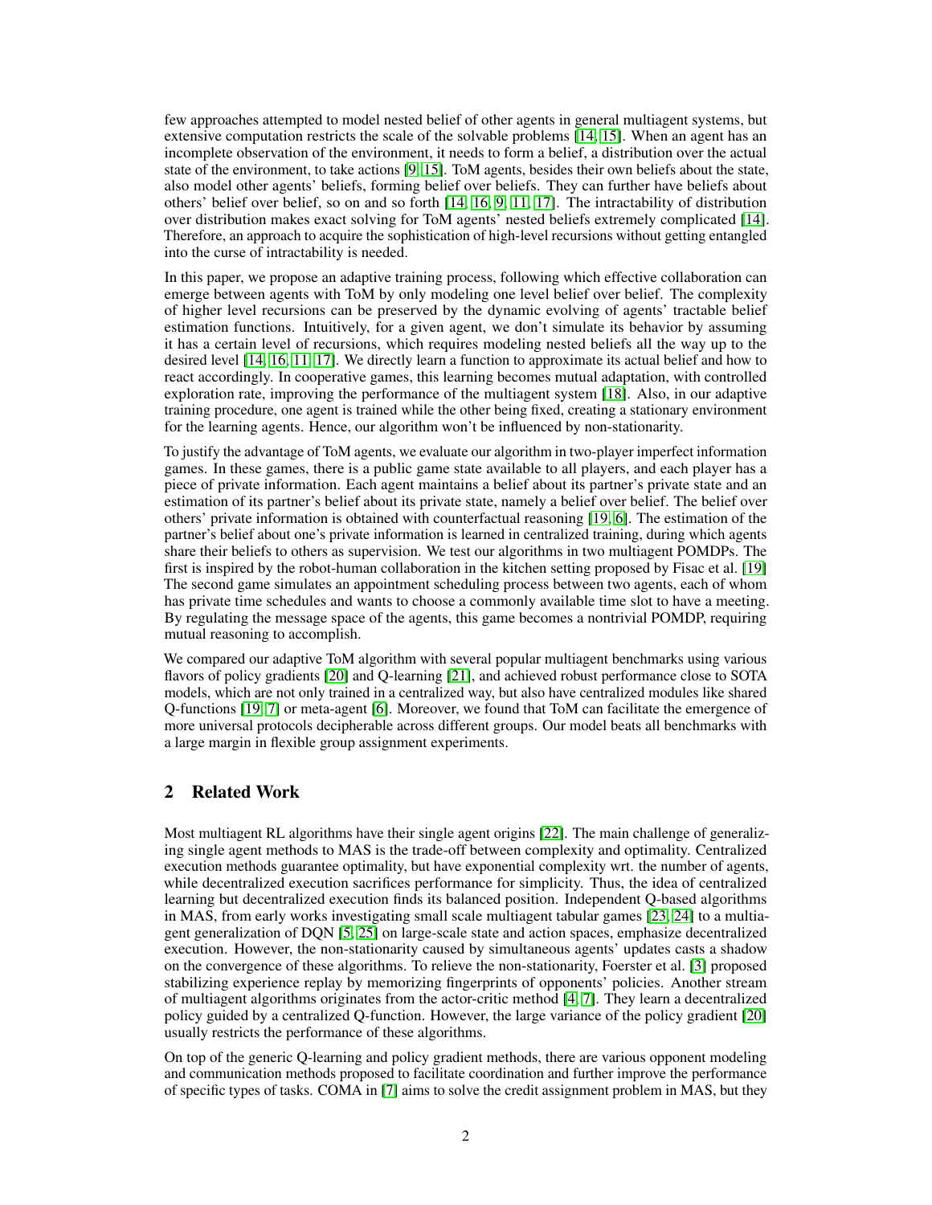few approaches attempted to model nested belief of other agents in general multiagent systems, but extensive computation restricts the scale of the solvable problems [14, 15]. When an agent has an incomplete observation of the environment, it needs to form a belief, a distribution over the actual state of the environment, to take actions [9, 15]. ToM agents, besides their own beliefs about the state, also model other agents' beliefs, forming belief over beliefs. They can further have beliefs about others' belief over belief, so on and so forth [14, 16, 9, 11, 17]. The intractability of distribution over distribution makes exact solving for ToM agents' nested beliefs extremely complicated [14]. Therefore, an approach to acquire the sophistication of high-level recursions without getting entangled into the curse of intractability is needed.

In this paper, we propose an adaptive training process, following which effective collaboration can emerge between agents with ToM by only modeling one level belief over belief. The complexity of higher level recursions can be preserved by the dynamic evolving of agents' tractable belief estimation functions. Intuitively, for a given agent, we don't simulate its behavior by assuming it has a certain level of recursions, which requires modeling nested beliefs all the way up to the desired level [14, 16, 11, 17]. We directly learn a function to approximate its actual belief and how to react accordingly. In cooperative games, this learning becomes mutual adaptation, with controlled exploration rate, improving the performance of the multiagent system [18]. Also, in our adaptive training procedure, one agent is trained while the other being fixed, creating a stationary environment for the learning agents. Hence, our algorithm won't be influenced by non-stationarity.

To justify the advantage of ToM agents, we evaluate our algorithm in two-player imperfect information games. In these games, there is a public game state available to all players, and each player has a piece of private information. Each agent maintains a belief about its partner's private state and an estimation of its partner's belief about its private state, namely a belief over belief. The belief over others' private information is obtained with counterfactual reasoning [19, 6]. The estimation of the partner's belief about one's private information is learned in centralized training, during which agents share their beliefs to others as supervision. We test our algorithms in two multiagent POMDPs. The first is inspired by the robot-human collaboration in the kitchen setting proposed by Fisac et al. [19] The second game simulates an appointment scheduling process between two agents, each of whom has private time schedules and wants to choose a commonly available time slot to have a meeting. By regulating the message space of the agents, this game becomes a nontrivial POMDP, requiring mutual reasoning to accomplish.

We compared our adaptive ToM algorithm with several popular multiagent benchmarks using various flavors of policy gradients [20] and Q-learning [21], and achieved robust performance close to SOTA models, which are not only trained in a centralized way, but also have centralized modules like shared Q-functions [19, 7] or meta-agent [6]. Moreover, we found that ToM can facilitate the emergence of more universal protocols decipherable across different groups. Our model beats all benchmarks with a large margin in flexible group assignment experiments.

## 2 Related Work

Most multiagent RL algorithms have their single agent origins [22]. The main challenge of generalizing single agent methods to MAS is the trade-off between complexity and optimality. Centralized execution methods guarantee optimality, but have exponential complexity wrt. the number of agents, while decentralized execution sacrifices performance for simplicity. Thus, the idea of centralized learning but decentralized execution finds its balanced position. Independent Q-based algorithms in MAS, from early works investigating small scale multiagent tabular games [23, 24] to a multiagent generalization of DQN [5, 25] on large-scale state and action spaces, emphasize decentralized execution. However, the non-stationarity caused by simultaneous agents' updates casts a shadow on the convergence of these algorithms. To relieve the non-stationarity, Foerster et al. [3] proposed stabilizing experience replay by memorizing fingerprints of opponents' policies. Another stream of multiagent algorithms originates from the actor-critic method [4, 7]. They learn a decentralized policy guided by a centralized Q-function. However, the large variance of the policy gradient [20] usually restricts the performance of these algorithms.

On top of the generic Q-learning and policy gradient methods, there are various opponent modeling and communication methods proposed to facilitate coordination and further improve the performance of specific types of tasks. COMA in [7] aims to solve the credit assignment problem in MAS, but they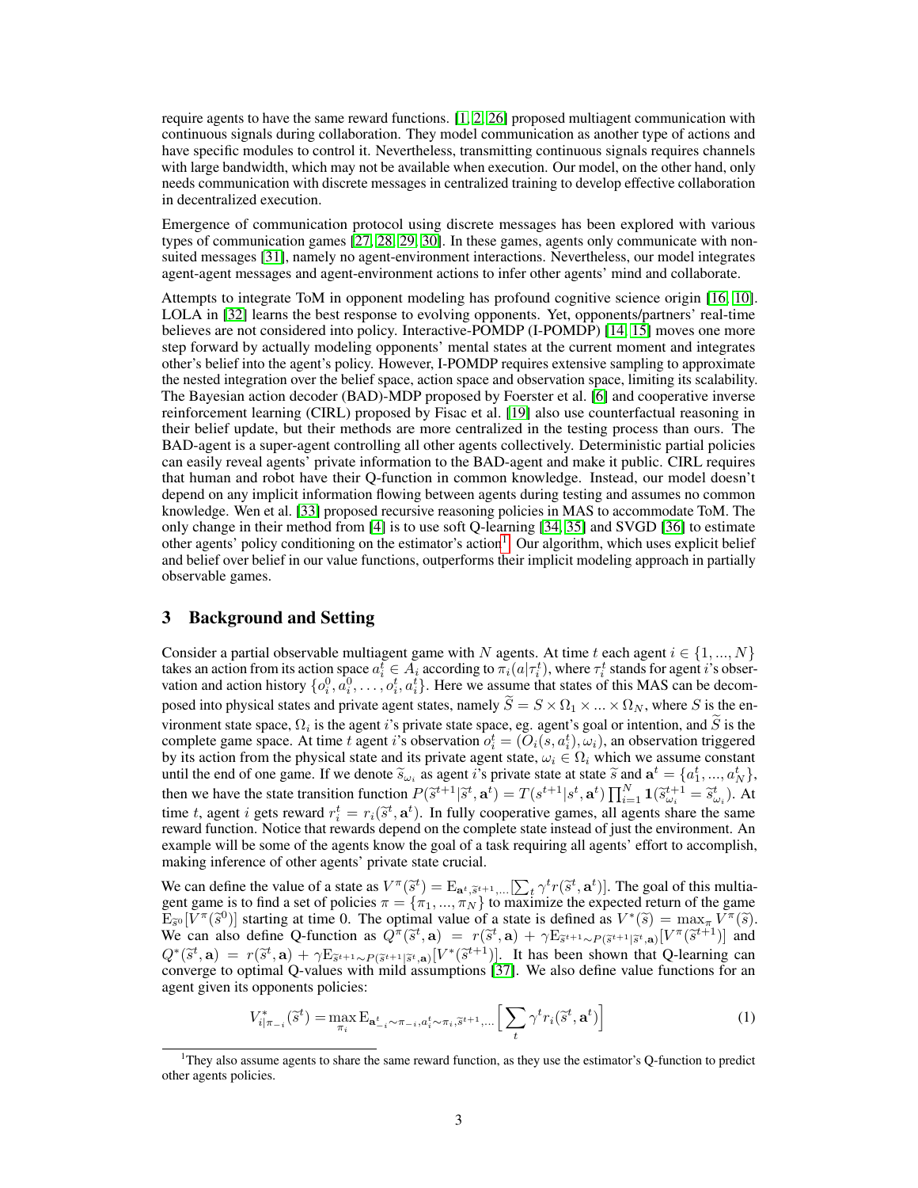require agents to have the same reward functions. [1, 2, 26] proposed multiagent communication with continuous signals during collaboration. They model communication as another type of actions and have specific modules to control it. Nevertheless, transmitting continuous signals requires channels with large bandwidth, which may not be available when execution. Our model, on the other hand, only needs communication with discrete messages in centralized training to develop effective collaboration in decentralized execution.

Emergence of communication protocol using discrete messages has been explored with various types of communication games [27, 28, 29, 30]. In these games, agents only communicate with non-suited messages [31], namely no agent-environment interactions. Nevertheless, our model integrates agent-agent messages and agent-environment actions to infer other agents' mind and collaborate.

Attempts to integrate ToM in opponent modeling has profound cognitive science origin [16, 10]. LOLA in [32] learns the best response to evolving opponents. Yet, opponents/partners' real-time believes are not considered into policy. Interactive-POMDP (I-POMDP) [14, 15] moves one more step forward by actually modeling opponents' mental states at the current moment and integrates other's belief into the agent's policy. However, I-POMDP requires extensive sampling to approximate the nested integration over the belief space, action space and observation space, limiting its scalability. The Bayesian action decoder (BAD)-MDP proposed by Foerster et al. [6] and cooperative inverse reinforcement learning (CIRL) proposed by Fisac et al. [19] also use counterfactual reasoning in their belief update, but their methods are more centralized in the testing process than ours. The BAD-agent is a super-agent controlling all other agents collectively. Deterministic partial policies can easily reveal agents' private information to the BAD-agent and make it public. CIRL requires that human and robot have their Q-function in common knowledge. Instead, our model doesn't depend on any implicit information flowing between agents during testing and assumes no common knowledge. Wen et al. [33] proposed recursive reasoning policies in MAS to accommodate ToM. The only change in their method from [4] is to use soft Q-learning [34, 35] and SVGD [36] to estimate other agents' policy conditioning on the estimator's action[1]. Our algorithm, which uses explicit belief and belief over belief in our value functions, outperforms their implicit modeling approach in partially observable games.

# 3 Background and Setting

Consider a partial observable multiagent game with $N$ agents. At time $t$ each agent $i \in \{1, ..., N\}$ takes an action from its action space $a_i^t \in A_i$ according to $\pi_i(a|\tau_i^t)$, where $\tau_i^t$ stands for agent $i$'s observation and action history $\{o_i^0, a_i^0, \dots, o_i^t, a_i^t\}$. Here we assume that states of this MAS can be decomposed into physical states and private agent states, namely $\widetilde{S} = S \times \Omega_1 \times ... \times \Omega_N$, where $S$ is the environment state space, $\Omega_i$ is the agent $i$'s private state space, eg. agent's goal or intention, and $\widetilde{S}$ is the complete game space. At time $t$ agent $i$'s observation $o_i^t = (O_i(s, a_i^t), \omega_i)$, an observation triggered by its action from the physical state and its private agent state, $\omega_i \in \Omega_i$ which we assume constant until the end of one game. If we denote $\widetilde{s}_{\omega_i}$ as agent $i$'s private state at state $\widetilde{s}$ and $\mathbf{a}^t = \{a_1^t, ..., a_N^t\}$, then we have the state transition function $P(\widetilde{s}^{t+1}|\widetilde{s}^t, \mathbf{a}^t) = T(s^{t+1}|s^t, \mathbf{a}^t) \prod_{i=1}^N \mathbf{1}(\widetilde{s}_{\omega_i}^{t+1} = \widetilde{s}_{\omega_i}^t)$. At time $t$, agent $i$ gets reward $r_i^t = r_i(\widetilde{s}^t, \mathbf{a}^t)$. In fully cooperative games, all agents share the same reward function. Notice that rewards depend on the complete state instead of just the environment. An example will be some of the agents know the goal of a task requiring all agents' effort to accomplish, making inference of other agents' private state crucial.

We can define the value of a state as $V^\pi(\widetilde{s}^t) = \mathrm{E}_{\mathbf{a}^t, \widetilde{s}^{t+1}, \dots}[\sum_t \gamma^t r(\widetilde{s}^t, \mathbf{a}^t)]$. The goal of this multiagent game is to find a set of policies $\pi = \{\pi_1, ..., \pi_N\}$ to maximize the expected return of the game $\mathrm{E}_{\widetilde{s}^0}[V^\pi(\widetilde{s}^0)]$ starting at time 0. The optimal value of a state is defined as $V^*(\widetilde{s}) = \max_\pi V^\pi(\widetilde{s})$. We can also define Q-function as $Q^\pi(\widetilde{s}^t, \mathbf{a}) = r(\widetilde{s}^t, \mathbf{a}) + \gamma \mathrm{E}_{\widetilde{s}^{t+1} \sim P(\widetilde{s}^{t+1}|\widetilde{s}^t, \mathbf{a})}[V^\pi(\widetilde{s}^{t+1})]$ and $Q^*(\widetilde{s}^t, \mathbf{a}) = r(\widetilde{s}^t, \mathbf{a}) + \gamma \mathrm{E}_{\widetilde{s}^{t+1} \sim P(\widetilde{s}^{t+1}|\widetilde{s}^t, \mathbf{a})}[V^*(\widetilde{s}^{t+1})]$. It has been shown that Q-learning can converge to optimal Q-values with mild assumptions [37]. We also define value functions for an agent given its opponents policies:

$$V_{i|\pi_{-i}}^*(\widetilde{s}^t) = \max_{\pi_i} \mathrm{E}_{\mathbf{a}_{-i}^t \sim \pi_{-i}, a_i^t \sim \pi_i, \widetilde{s}^{t+1}, \dots} \Big[ \sum_t \gamma^t r_i(\widetilde{s}^t, \mathbf{a}^t) \Big] \tag{1}$$

[1] They also assume agents to share the same reward function, as they use the estimator's Q-function to predict other agents policies.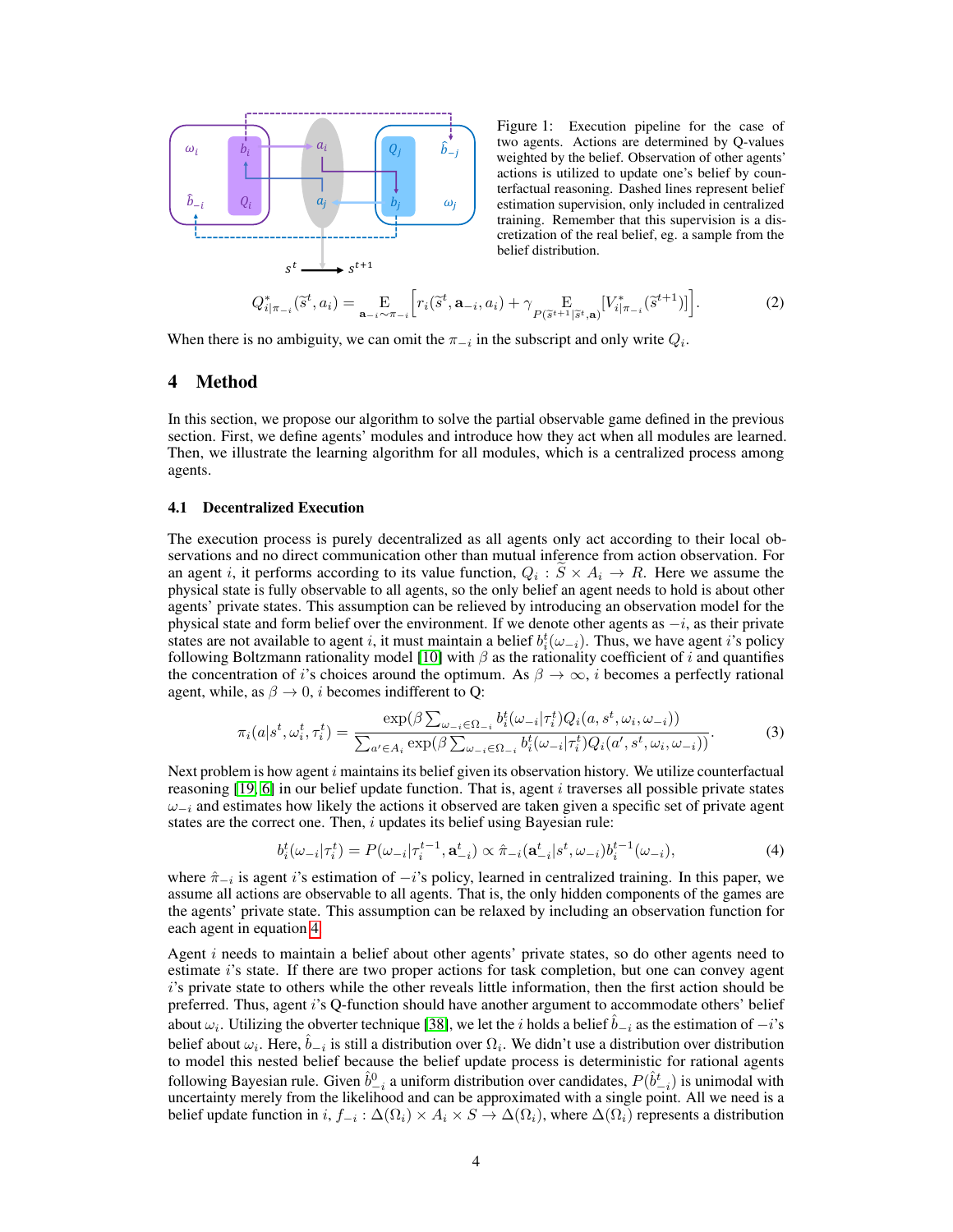Figure 1: Execution pipeline for the case of two agents. Actions are determined by Q-values weighted by the belief. Observation of other agents' actions is utilized to update one's belief by counterfactual reasoning. Dashed lines represent belief estimation supervision, only included in centralized training. Remember that this supervision is a discretization of the real belief, eg. a sample from the belief distribution.

$$Q^*_{i|\pi_{-i}}(\widetilde{s}^t, a_i) = \mathop{\mathrm{E}}_{\mathbf{a}_{-i}\sim\pi_{-i}}\Big[r_i(\widetilde{s}^t, \mathbf{a}_{-i}, a_i) + \gamma \mathop{\mathrm{E}}_{P(\widetilde{s}^{t+1}|\widetilde{s}^t,\mathbf{a})}[V^*_{i|\pi_{-i}}(\widetilde{s}^{t+1})]\Big]. \tag{2}$$

When there is no ambiguity, we can omit the $\pi_{-i}$ in the subscript and only write $Q_i$.

# 4 Method

In this section, we propose our algorithm to solve the partial observable game defined in the previous section. First, we define agents' modules and introduce how they act when all modules are learned. Then, we illustrate the learning algorithm for all modules, which is a centralized process among agents.

## 4.1 Decentralized Execution

The execution process is purely decentralized as all agents only act according to their local observations and no direct communication other than mutual inference from action observation. For an agent $i$, it performs according to its value function, $Q_i : \widetilde{S} \times A_i \to R$. Here we assume the physical state is fully observable to all agents, so the only belief an agent needs to hold is about other agents' private states. This assumption can be relieved by introducing an observation model for the physical state and form belief over the environment. If we denote other agents as $-i$, as their private states are not available to agent $i$, it must maintain a belief $b_i^t(\omega_{-i})$. Thus, we have agent $i$'s policy following Boltzmann rationality model [10] with $\beta$ as the rationality coefficient of $i$ and quantifies the concentration of $i$'s choices around the optimum. As $\beta \to \infty$, $i$ becomes a perfectly rational agent, while, as $\beta \to 0$, $i$ becomes indifferent to Q:

$$\pi_i(a|s^t, \omega_i^t, \tau_i^t) = \frac{\exp(\beta \sum_{\omega_{-i}\in\Omega_{-i}} b_i^t(\omega_{-i}|\tau_i^t) Q_i(a, s^t, \omega_i, \omega_{-i}))}{\sum_{a'\in A_i}\exp(\beta \sum_{\omega_{-i}\in\Omega_{-i}} b_i^t(\omega_{-i}|\tau_i^t) Q_i(a', s^t, \omega_i, \omega_{-i}))}. \tag{3}$$

Next problem is how agent $i$ maintains its belief given its observation history. We utilize counterfactual reasoning [19, 6] in our belief update function. That is, agent $i$ traverses all possible private states $\omega_{-i}$ and estimates how likely the actions it observed are taken given a specific set of private agent states are the correct one. Then, $i$ updates its belief using Bayesian rule:

$$b_i^t(\omega_{-i}|\tau_i^t) = P(\omega_{-i}|\tau_i^{t-1}, \mathbf{a}_{-i}^t) \propto \hat{\pi}_{-i}(\mathbf{a}_{-i}^t|s^t, \omega_{-i}) b_i^{t-1}(\omega_{-i}), \tag{4}$$

where $\hat{\pi}_{-i}$ is agent $i$'s estimation of $-i$'s policy, learned in centralized training. In this paper, we assume all actions are observable to all agents. That is, the only hidden components of the games are the agents' private state. This assumption can be relaxed by including an observation function for each agent in equation 4.

Agent $i$ needs to maintain a belief about other agents' private states, so do other agents need to estimate $i$'s state. If there are two proper actions for task completion, but one can convey agent $i$'s private state to others while the other reveals little information, then the first action should be preferred. Thus, agent $i$'s Q-function should have another argument to accommodate others' belief about $\omega_i$. Utilizing the obverter technique [38], we let the $i$ holds a belief $\hat{b}_{-i}$ as the estimation of $-i$'s belief about $\omega_i$. Here, $\hat{b}_{-i}$ is still a distribution over $\Omega_i$. We didn't use a distribution over distribution to model this nested belief because the belief update process is deterministic for rational agents following Bayesian rule. Given $\hat{b}_{-i}^0$ a uniform distribution over candidates, $P(\hat{b}_{-i}^t)$ is unimodal with uncertainty merely from the likelihood and can be approximated with a single point. All we need is a belief update function in $i$, $f_{-i} : \Delta(\Omega_i) \times A_i \times S \to \Delta(\Omega_i)$, where $\Delta(\Omega_i)$ represents a distribution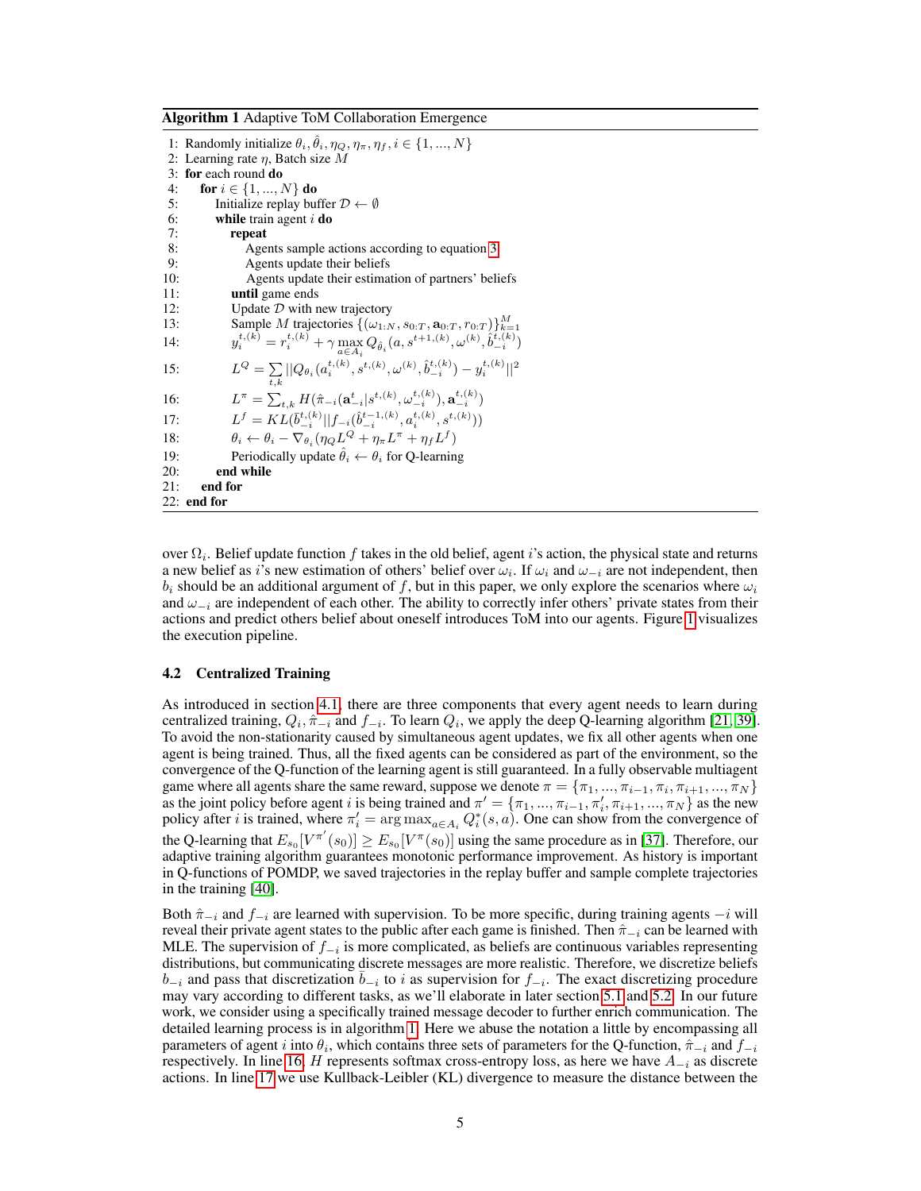**Algorithm 1** Adaptive ToM Collaboration Emergence

```
1: Randomly initialize θ_i, θ̂_i, η_Q, η_π, η_f, i ∈ {1, ..., N}
2: Learning rate η, Batch size M
3: for each round do
4:     for i ∈ {1, ..., N} do
5:         Initialize replay buffer D ← ∅
6:         while train agent i do
7:             repeat
8:                 Agents sample actions according to equation 3
9:                 Agents update their beliefs
10:                Agents update their estimation of partners' beliefs
11:            until game ends
12:            Update D with new trajectory
13:            Sample M trajectories {(ω_{1:N}, s_{0:T}, a_{0:T}, r_{0:T})}_{k=1}^M
14:            y_i^{t,(k)} = r_i^{t,(k)} + γ max_{a∈A_i} Q_{θ̂_i}(a, s^{t+1,(k)}, ω^{(k)}, b̂_{-i}^{t,(k)})
15:            L^Q = Σ_{t,k} ||Q_{θ_i}(a_i^{t,(k)}, s^{t,(k)}, ω^{(k)}, b̂_{-i}^{t,(k)}) − y_i^{t,(k)}||^2
16:            L^π = Σ_{t,k} H(π̂_{-i}(a_{-i}^t | s^{t,(k)}, ω_{-i}^{t,(k)}), a_{-i}^{t,(k)})
17:            L^f = KL(b̄_{-i}^{t,(k)} || f_{-i}(b̂_{-i}^{t-1,(k)}, a_i^{t,(k)}, s^{t,(k)}))
18:            θ_i ← θ_i − ∇_{θ_i}(η_Q L^Q + η_π L^π + η_f L^f)
19:            Periodically update θ̂_i ← θ_i for Q-learning
20:        end while
21:    end for
22: end for
```

over $\Omega_i$. Belief update function $f$ takes in the old belief, agent $i$'s action, the physical state and returns a new belief as $i$'s new estimation of others' belief over $\omega_i$. If $\omega_i$ and $\omega_{-i}$ are not independent, then $b_i$ should be an additional argument of $f$, but in this paper, we only explore the scenarios where $\omega_i$ and $\omega_{-i}$ are independent of each other. The ability to correctly infer others' private states from their actions and predict others belief about oneself introduces ToM into our agents. Figure 1 visualizes the execution pipeline.

### 4.2 Centralized Training

As introduced in section 4.1, there are three components that every agent needs to learn during centralized training, $Q_i, \hat{\pi}_{-i}$ and $f_{-i}$. To learn $Q_i$, we apply the deep Q-learning algorithm [21, 39]. To avoid the non-stationarity caused by simultaneous agent updates, we fix all other agents when one agent is being trained. Thus, all the fixed agents can be considered as part of the environment, so the convergence of the Q-function of the learning agent is still guaranteed. In a fully observable multiagent game where all agents share the same reward, suppose we denote $\pi = \{\pi_1, ..., \pi_{i-1}, \pi_i, \pi_{i+1}, ..., \pi_N\}$ as the joint policy before agent $i$ is being trained and $\pi' = \{\pi_1, ..., \pi_{i-1}, \pi'_i, \pi_{i+1}, ..., \pi_N\}$ as the new policy after $i$ is trained, where $\pi'_i = \arg\max_{a \in A_i} Q^*_i(s, a)$. One can show from the convergence of the Q-learning that $E_{s_0}[V^{\pi'}(s_0)] \geq E_{s_0}[V^{\pi}(s_0)]$ using the same procedure as in [37]. Therefore, our adaptive training algorithm guarantees monotonic performance improvement. As history is important in Q-functions of POMDP, we saved trajectories in the replay buffer and sample complete trajectories in the training [40].

Both $\hat{\pi}_{-i}$ and $f_{-i}$ are learned with supervision. To be more specific, during training agents $-i$ will reveal their private agent states to the public after each game is finished. Then $\hat{\pi}_{-i}$ can be learned with MLE. The supervision of $f_{-i}$ is more complicated, as beliefs are continuous variables representing distributions, but communicating discrete messages are more realistic. Therefore, we discretize beliefs $b_{-i}$ and pass that discretization $\bar{b}_{-i}$ to $i$ as supervision for $f_{-i}$. The exact discretizing procedure may vary according to different tasks, as we'll elaborate in later section 5.1 and 5.2. In our future work, we consider using a specifically trained message decoder to further enrich communication. The detailed learning process is in algorithm 1. Here we abuse the notation a little by encompassing all parameters of agent $i$ into $\theta_i$, which contains three sets of parameters for the Q-function, $\hat{\pi}_{-i}$ and $f_{-i}$ respectively. In line 16, $H$ represents softmax cross-entropy loss, as here we have $A_{-i}$ as discrete actions. In line 17 we use Kullback-Leibler (KL) divergence to measure the distance between the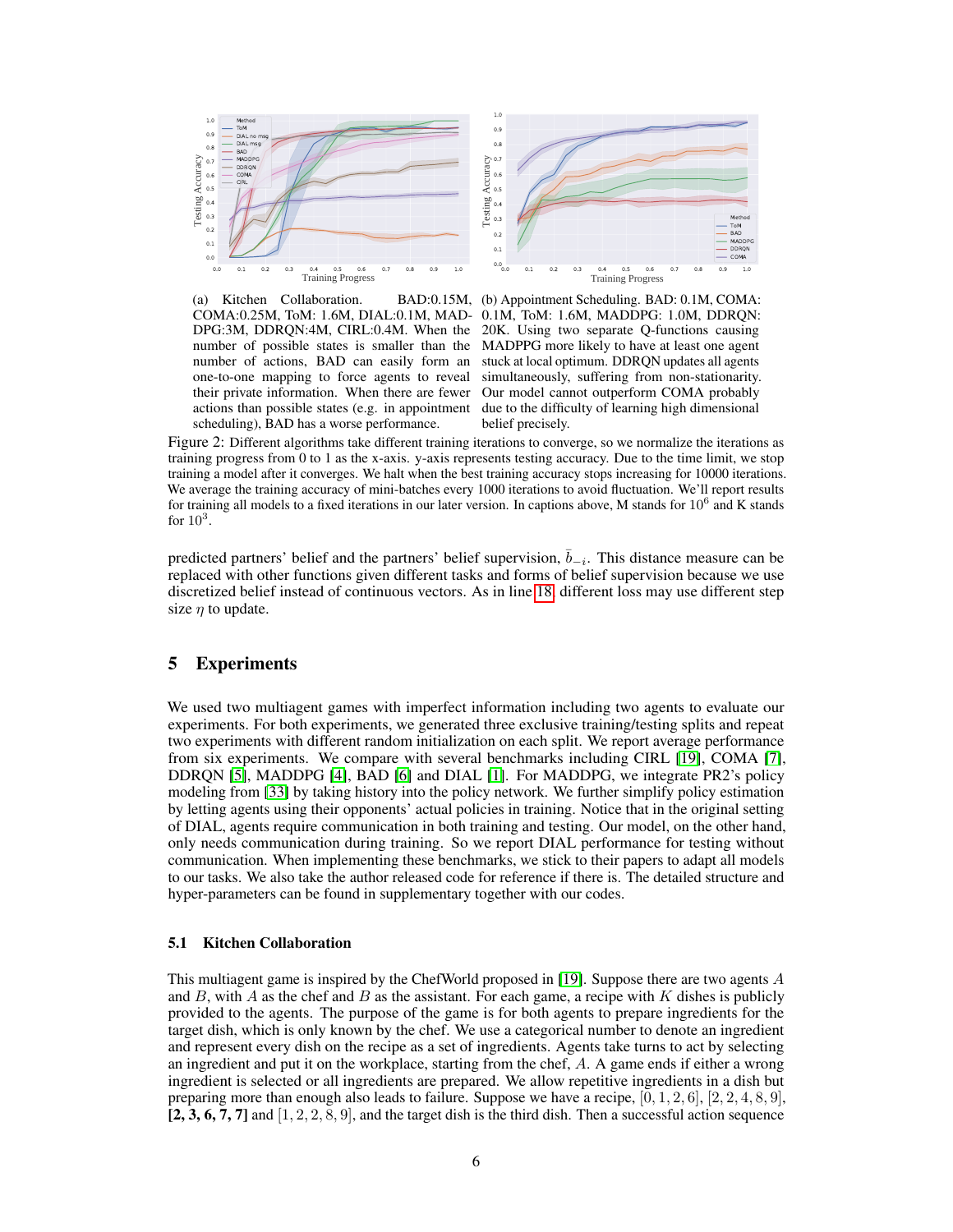(a) Kitchen Collaboration. BAD:0.15M, COMA:0.25M, ToM: 1.6M, DIAL:0.1M, MADDPG:3M, DDRQN:4M, CIRL:0.4M. When the number of possible states is smaller than the number of actions, BAD can easily form an one-to-one mapping to force agents to reveal their private information. When there are fewer actions than possible states (e.g. in appointment scheduling), BAD has a worse performance.

(b) Appointment Scheduling. BAD: 0.1M, COMA: 0.1M, ToM: 1.6M, MADDPG: 1.0M, DDRQN: 20K. Using two separate Q-functions causing MADPPG more likely to have at least one agent stuck at local optimum. DDRQN updates all agents simultaneously, suffering from non-stationarity. Our model cannot outperform COMA probably due to the difficulty of learning high dimensional belief precisely.

Figure 2: Different algorithms take different training iterations to converge, so we normalize the iterations as training progress from 0 to 1 as the x-axis. y-axis represents testing accuracy. Due to the time limit, we stop training a model after it converges. We halt when the best training accuracy stops increasing for 10000 iterations. We average the training accuracy of mini-batches every 1000 iterations to avoid fluctuation. We'll report results for training all models to a fixed iterations in our later version. In captions above, M stands for $10^6$ and K stands for $10^3$.

predicted partners' belief and the partners' belief supervision, $\bar{b}_{-i}$. This distance measure can be replaced with other functions given different tasks and forms of belief supervision because we use discretized belief instead of continuous vectors. As in line 18, different loss may use different step size $\eta$ to update.

## 5 Experiments

We used two multiagent games with imperfect information including two agents to evaluate our experiments. For both experiments, we generated three exclusive training/testing splits and repeat two experiments with different random initialization on each split. We report average performance from six experiments. We compare with several benchmarks including CIRL [19], COMA [7], DDRQN [5], MADDPG [4], BAD [6] and DIAL [1]. For MADDPG, we integrate PR2's policy modeling from [33] by taking history into the policy network. We further simplify policy estimation by letting agents using their opponents' actual policies in training. Notice that in the original setting of DIAL, agents require communication in both training and testing. Our model, on the other hand, only needs communication during training. So we report DIAL performance for testing without communication. When implementing these benchmarks, we stick to their papers to adapt all models to our tasks. We also take the author released code for reference if there is. The detailed structure and hyper-parameters can be found in supplementary together with our codes.

### 5.1 Kitchen Collaboration

This multiagent game is inspired by the ChefWorld proposed in [19]. Suppose there are two agents $A$ and $B$, with $A$ as the chef and $B$ as the assistant. For each game, a recipe with $K$ dishes is publicly provided to the agents. The purpose of the game is for both agents to prepare ingredients for the target dish, which is only known by the chef. We use a categorical number to denote an ingredient and represent every dish on the recipe as a set of ingredients. Agents take turns to act by selecting an ingredient and put it on the workplace, starting from the chef, $A$. A game ends if either a wrong ingredient is selected or all ingredients are prepared. We allow repetitive ingredients in a dish but preparing more than enough also leads to failure. Suppose we have a recipe, $[0, 1, 2, 6]$, $[2, 2, 4, 8, 9]$, **[2, 3, 6, 7, 7]** and $[1, 2, 2, 8, 9]$, and the target dish is the third dish. Then a successful action sequence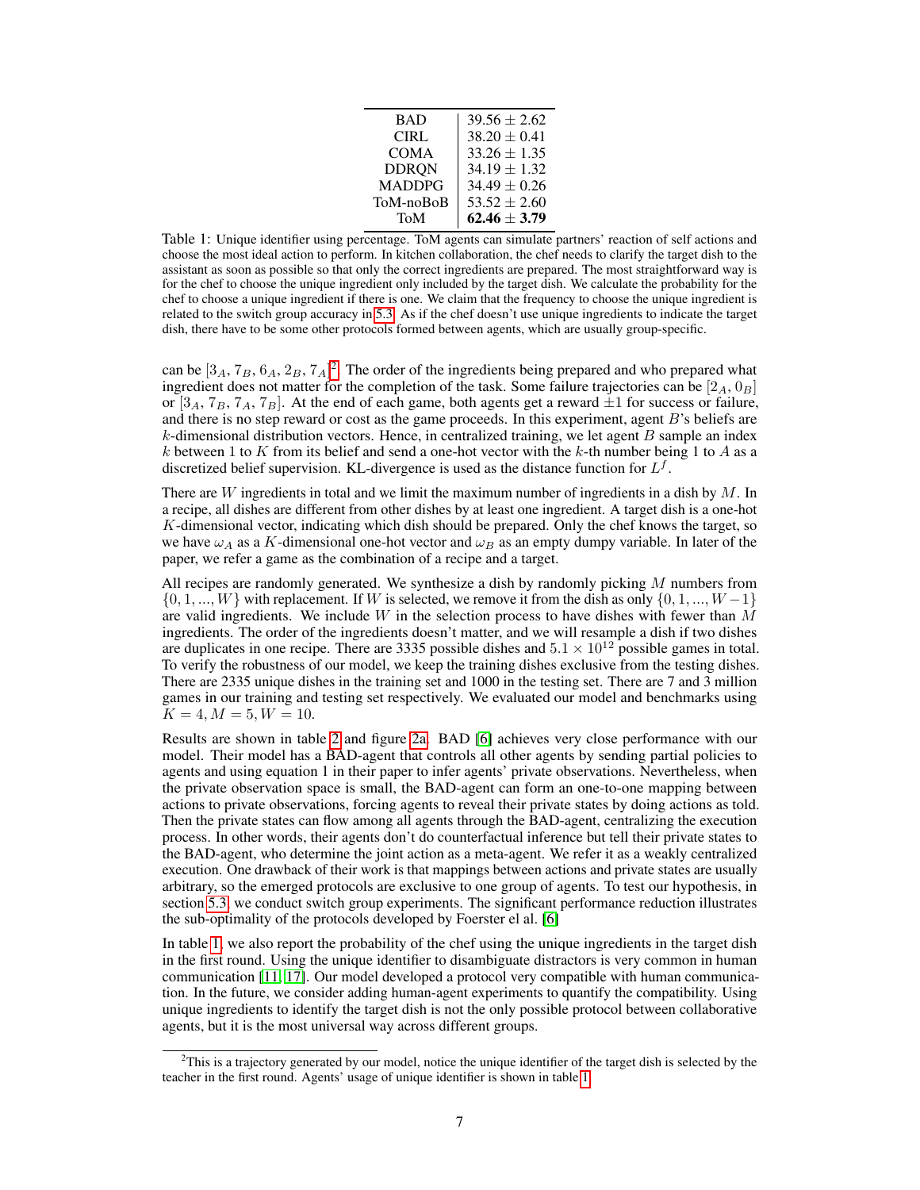| | |
|---|---|
| BAD | $39.56 \pm 2.62$ |
| CIRL | $38.20 \pm 0.41$ |
| COMA | $33.26 \pm 1.35$ |
| DDRQN | $34.19 \pm 1.32$ |
| MADDPG | $34.49 \pm 0.26$ |
| ToM-noBoB | $53.52 \pm 2.60$ |
| ToM | $\mathbf{62.46 \pm 3.79}$ |

Table 1: Unique identifier using percentage. ToM agents can simulate partners' reaction of self actions and choose the most ideal action to perform. In kitchen collaboration, the chef needs to clarify the target dish to the assistant as soon as possible so that only the correct ingredients are prepared. The most straightforward way is for the chef to choose the unique ingredient only included by the target dish. We calculate the probability for the chef to choose a unique ingredient if there is one. We claim that the frequency to choose the unique ingredient is related to the switch group accuracy in 5.3. As if the chef doesn't use unique ingredients to indicate the target dish, there have to be some other protocols formed between agents, which are usually group-specific.

can be $[3_A, 7_B, 6_A, 2_B, 7_A]$[2]. The order of the ingredients being prepared and who prepared what ingredient does not matter for the completion of the task. Some failure trajectories can be $[2_A, 0_B]$ or $[3_A, 7_B, 7_A, 7_B]$. At the end of each game, both agents get a reward $\pm 1$ for success or failure, and there is no step reward or cost as the game proceeds. In this experiment, agent $B$'s beliefs are $k$-dimensional distribution vectors. Hence, in centralized training, we let agent $B$ sample an index $k$ between 1 to $K$ from its belief and send a one-hot vector with the $k$-th number being 1 to $A$ as a discretized belief supervision. KL-divergence is used as the distance function for $L^f$.

There are $W$ ingredients in total and we limit the maximum number of ingredients in a dish by $M$. In a recipe, all dishes are different from other dishes by at least one ingredient. A target dish is a one-hot $K$-dimensional vector, indicating which dish should be prepared. Only the chef knows the target, so we have $\omega_A$ as a $K$-dimensional one-hot vector and $\omega_B$ as an empty dumpy variable. In later of the paper, we refer a game as the combination of a recipe and a target.

All recipes are randomly generated. We synthesize a dish by randomly picking $M$ numbers from $\{0, 1, ..., W\}$ with replacement. If $W$ is selected, we remove it from the dish as only $\{0, 1, ..., W-1\}$ are valid ingredients. We include $W$ in the selection process to have dishes with fewer than $M$ ingredients. The order of the ingredients doesn't matter, and we will resample a dish if two dishes are duplicates in one recipe. There are 3335 possible dishes and $5.1 \times 10^{12}$ possible games in total. To verify the robustness of our model, we keep the training dishes exclusive from the testing dishes. There are 2335 unique dishes in the training set and 1000 in the testing set. There are 7 and 3 million games in our training and testing set respectively. We evaluated our model and benchmarks using $K = 4, M = 5, W = 10$.

Results are shown in table 2 and figure 2a. BAD [6] achieves very close performance with our model. Their model has a BAD-agent that controls all other agents by sending partial policies to agents and using equation 1 in their paper to infer agents' private observations. Nevertheless, when the private observation space is small, the BAD-agent can form an one-to-one mapping between actions to private observations, forcing agents to reveal their private states by doing actions as told. Then the private states can flow among all agents through the BAD-agent, centralizing the execution process. In other words, their agents don't do counterfactual inference but tell their private states to the BAD-agent, who determine the joint action as a meta-agent. We refer it as a weakly centralized execution. One drawback of their work is that mappings between actions and private states are usually arbitrary, so the emerged protocols are exclusive to one group of agents. To test our hypothesis, in section 5.3, we conduct switch group experiments. The significant performance reduction illustrates the sub-optimality of the protocols developed by Foerster el al. [6]

In table 1, we also report the probability of the chef using the unique ingredients in the target dish in the first round. Using the unique identifier to disambiguate distractors is very common in human communication [11, 17]. Our model developed a protocol very compatible with human communication. In the future, we consider adding human-agent experiments to quantify the compatibility. Using unique ingredients to identify the target dish is not the only possible protocol between collaborative agents, but it is the most universal way across different groups.

[2]This is a trajectory generated by our model, notice the unique identifier of the target dish is selected by the teacher in the first round. Agents' usage of unique identifier is shown in table 1.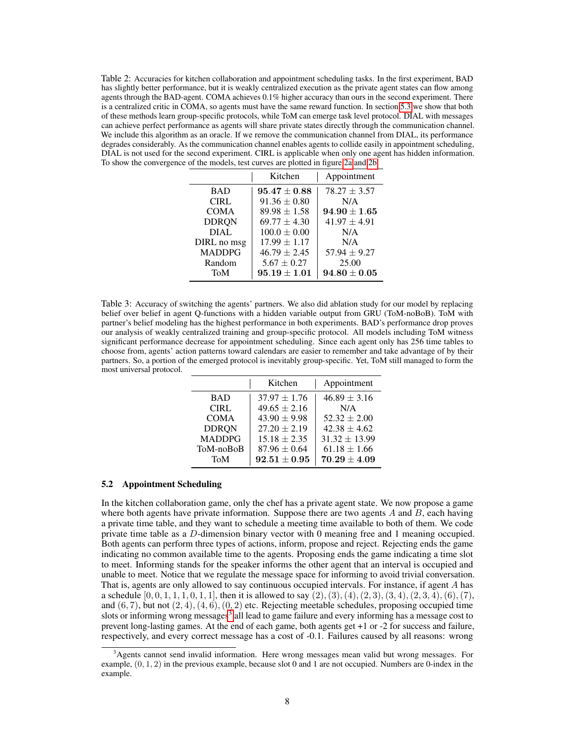Table 2: Accuracies for kitchen collaboration and appointment scheduling tasks. In the first experiment, BAD has slightly better performance, but it is weakly centralized execution as the private agent states can flow among agents through the BAD-agent. COMA achieves 0.1% higher accuracy than ours in the second experiment. There is a centralized critic in COMA, so agents must have the same reward function. In section 5.3 we show that both of these methods learn group-specific protocols, while ToM can emerge task level protocol. DIAL with messages can achieve perfect performance as agents will share private states directly through the communication channel. We include this algorithm as an oracle. If we remove the communication channel from DIAL, its performance degrades considerably. As the communication channel enables agents to collide easily in appointment scheduling, DIAL is not used for the second experiment. CIRL is applicable when only one agent has hidden information. To show the convergence of the models, test curves are plotted in figure 2a and 2b.

| | Kitchen | Appointment |
|---|---|---|
| BAD | $\mathbf{95.47 \pm 0.88}$ | $78.27 \pm 3.57$ |
| CIRL | $91.36 \pm 0.80$ | N/A |
| COMA | $89.98 \pm 1.58$ | $\mathbf{94.90 \pm 1.65}$ |
| DDRQN | $69.77 \pm 4.30$ | $41.97 \pm 4.91$ |
| DIAL | $100.0 \pm 0.00$ | N/A |
| DIRL no msg | $17.99 \pm 1.17$ | N/A |
| MADDPG | $46.79 \pm 2.45$ | $57.94 \pm 9.27$ |
| Random | $5.67 \pm 0.27$ | 25.00 |
| ToM | $\mathbf{95.19 \pm 1.01}$ | $\mathbf{94.80 \pm 0.05}$ |

Table 3: Accuracy of switching the agents' partners. We also did ablation study for our model by replacing belief over belief in agent Q-functions with a hidden variable output from GRU (ToM-noBoB). ToM with partner's belief modeling has the highest performance in both experiments. BAD's performance drop proves our analysis of weakly centralized training and group-specific protocol. All models including ToM witness significant performance decrease for appointment scheduling. Since each agent only has 256 time tables to choose from, agents' action patterns toward calendars are easier to remember and take advantage of by their partners. So, a portion of the emerged protocol is inevitably group-specific. Yet, ToM still managed to form the most universal protocol.

| | Kitchen | Appointment |
|---|---|---|
| BAD | $37.97 \pm 1.76$ | $46.89 \pm 3.16$ |
| CIRL | $49.65 \pm 2.16$ | N/A |
| COMA | $43.90 \pm 9.98$ | $52.32 \pm 2.00$ |
| DDRQN | $27.20 \pm 2.19$ | $42.38 \pm 4.62$ |
| MADDPG | $15.18 \pm 2.35$ | $31.32 \pm 13.99$ |
| ToM-noBoB | $87.96 \pm 0.64$ | $61.18 \pm 1.66$ |
| ToM | $\mathbf{92.51 \pm 0.95}$ | $\mathbf{70.29 \pm 4.09}$ |

### 5.2 Appointment Scheduling

In the kitchen collaboration game, only the chef has a private agent state. We now propose a game where both agents have private information. Suppose there are two agents $A$ and $B$, each having a private time table, and they want to schedule a meeting time available to both of them. We code private time table as a $D$-dimension binary vector with 0 meaning free and 1 meaning occupied. Both agents can perform three types of actions, inform, propose and reject. Rejecting ends the game indicating no common available time to the agents. Proposing ends the game indicating a time slot to meet. Informing stands for the speaker informs the other agent that an interval is occupied and unable to meet. Notice that we regulate the message space for informing to avoid trivial conversation. That is, agents are only allowed to say continuous occupied intervals. For instance, if agent $A$ has a schedule $[0, 0, 1, 1, 1, 0, 1, 1]$, then it is allowed to say $(2), (3), (4), (2, 3), (3, 4), (2, 3, 4), (6), (7)$, and $(6, 7)$, but not $(2, 4), (4, 6), (0, 2)$ etc. Rejecting meetable schedules, proposing occupied time slots or informing wrong messages[3] all lead to game failure and every informing has a message cost to prevent long-lasting games. At the end of each game, both agents get +1 or -2 for success and failure, respectively, and every correct message has a cost of -0.1. Failures caused by all reasons: wrong

[3] Agents cannot send invalid information. Here wrong messages mean valid but wrong messages. For example, $(0, 1, 2)$ in the previous example, because slot 0 and 1 are not occupied. Numbers are 0-index in the example.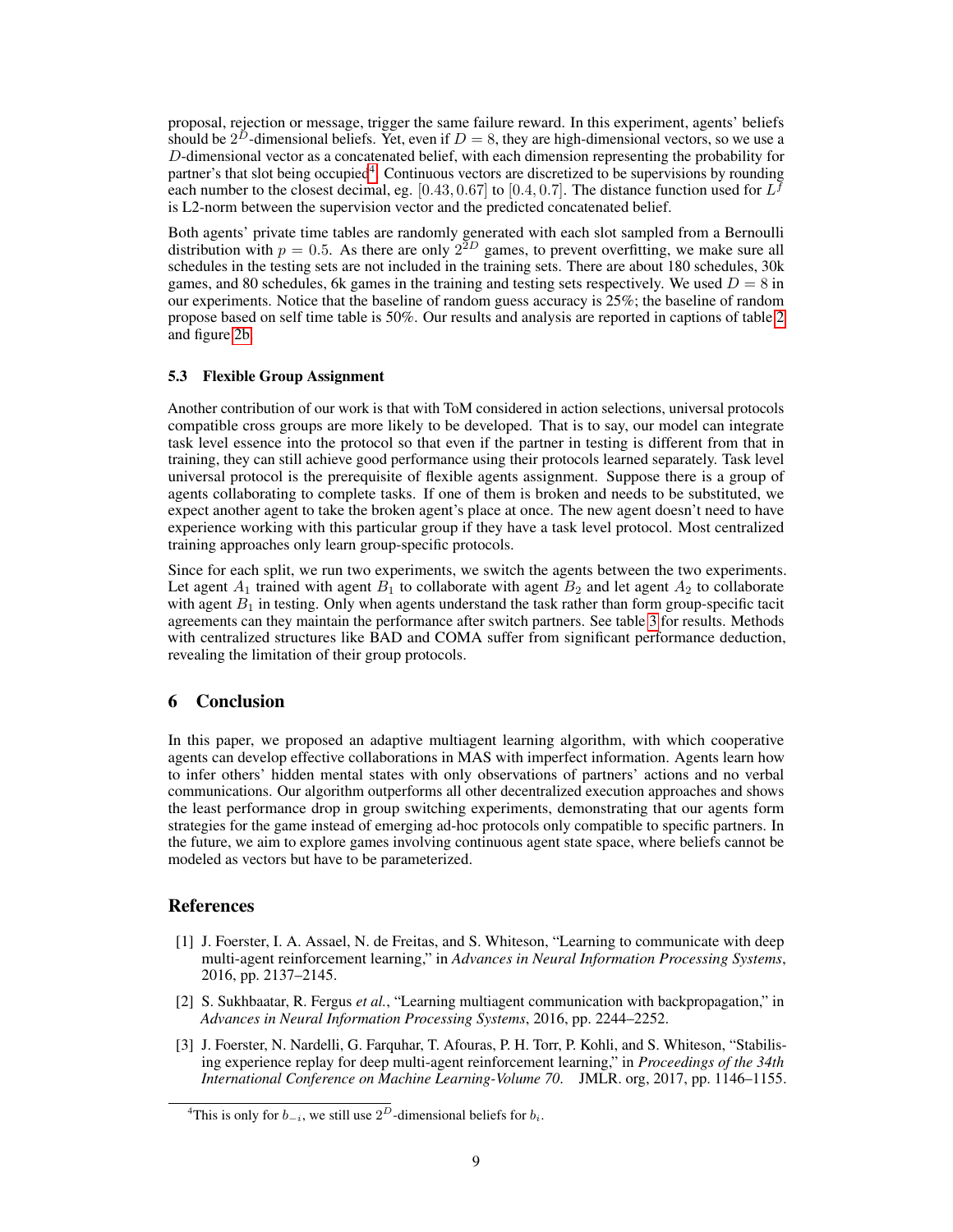proposal, rejection or message, trigger the same failure reward. In this experiment, agents' beliefs should be $2^D$-dimensional beliefs. Yet, even if $D = 8$, they are high-dimensional vectors, so we use a $D$-dimensional vector as a concatenated belief, with each dimension representing the probability for partner's that slot being occupied[4]. Continuous vectors are discretized to be supervisions by rounding each number to the closest decimal, eg. $[0.43, 0.67]$ to $[0.4, 0.7]$. The distance function used for $L^f$ is L2-norm between the supervision vector and the predicted concatenated belief.

Both agents' private time tables are randomly generated with each slot sampled from a Bernoulli distribution with $p = 0.5$. As there are only $2^{2D}$ games, to prevent overfitting, we make sure all schedules in the testing sets are not included in the training sets. There are about 180 schedules, 30k games, and 80 schedules, 6k games in the training and testing sets respectively. We used $D = 8$ in our experiments. Notice that the baseline of random guess accuracy is 25%; the baseline of random propose based on self time table is 50%. Our results and analysis are reported in captions of table 2 and figure 2b.

### 5.3 Flexible Group Assignment

Another contribution of our work is that with ToM considered in action selections, universal protocols compatible cross groups are more likely to be developed. That is to say, our model can integrate task level essence into the protocol so that even if the partner in testing is different from that in training, they can still achieve good performance using their protocols learned separately. Task level universal protocol is the prerequisite of flexible agents assignment. Suppose there is a group of agents collaborating to complete tasks. If one of them is broken and needs to be substituted, we expect another agent to take the broken agent's place at once. The new agent doesn't need to have experience working with this particular group if they have a task level protocol. Most centralized training approaches only learn group-specific protocols.

Since for each split, we run two experiments, we switch the agents between the two experiments. Let agent $A_1$ trained with agent $B_1$ to collaborate with agent $B_2$ and let agent $A_2$ to collaborate with agent $B_1$ in testing. Only when agents understand the task rather than form group-specific tacit agreements can they maintain the performance after switch partners. See table 3 for results. Methods with centralized structures like BAD and COMA suffer from significant performance deduction, revealing the limitation of their group protocols.

## 6 Conclusion

In this paper, we proposed an adaptive multiagent learning algorithm, with which cooperative agents can develop effective collaborations in MAS with imperfect information. Agents learn how to infer others' hidden mental states with only observations of partners' actions and no verbal communications. Our algorithm outperforms all other decentralized execution approaches and shows the least performance drop in group switching experiments, demonstrating that our agents form strategies for the game instead of emerging ad-hoc protocols only compatible to specific partners. In the future, we aim to explore games involving continuous agent state space, where beliefs cannot be modeled as vectors but have to be parameterized.

## References

[1] J. Foerster, I. A. Assael, N. de Freitas, and S. Whiteson, "Learning to communicate with deep multi-agent reinforcement learning," in *Advances in Neural Information Processing Systems*, 2016, pp. 2137–2145.

[2] S. Sukhbaatar, R. Fergus *et al.*, "Learning multiagent communication with backpropagation," in *Advances in Neural Information Processing Systems*, 2016, pp. 2244–2252.

[3] J. Foerster, N. Nardelli, G. Farquhar, T. Afouras, P. H. Torr, P. Kohli, and S. Whiteson, "Stabilising experience replay for deep multi-agent reinforcement learning," in *Proceedings of the 34th International Conference on Machine Learning-Volume 70*. JMLR. org, 2017, pp. 1146–1155.

[4] This is only for $b_{-i}$, we still use $2^D$-dimensional beliefs for $b_i$.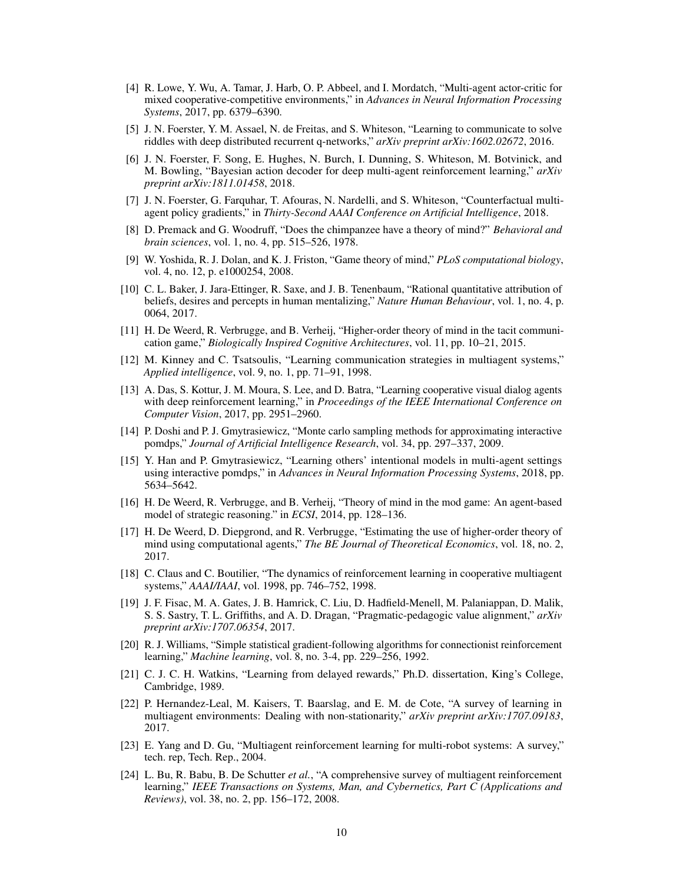- [4] R. Lowe, Y. Wu, A. Tamar, J. Harb, O. P. Abbeel, and I. Mordatch, "Multi-agent actor-critic for mixed cooperative-competitive environments," in *Advances in Neural Information Processing Systems*, 2017, pp. 6379–6390.
- [5] J. N. Foerster, Y. M. Assael, N. de Freitas, and S. Whiteson, "Learning to communicate to solve riddles with deep distributed recurrent q-networks," *arXiv preprint arXiv:1602.02672*, 2016.
- [6] J. N. Foerster, F. Song, E. Hughes, N. Burch, I. Dunning, S. Whiteson, M. Botvinick, and M. Bowling, "Bayesian action decoder for deep multi-agent reinforcement learning," *arXiv preprint arXiv:1811.01458*, 2018.
- [7] J. N. Foerster, G. Farquhar, T. Afouras, N. Nardelli, and S. Whiteson, "Counterfactual multi-agent policy gradients," in *Thirty-Second AAAI Conference on Artificial Intelligence*, 2018.
- [8] D. Premack and G. Woodruff, "Does the chimpanzee have a theory of mind?" *Behavioral and brain sciences*, vol. 1, no. 4, pp. 515–526, 1978.
- [9] W. Yoshida, R. J. Dolan, and K. J. Friston, "Game theory of mind," *PLoS computational biology*, vol. 4, no. 12, p. e1000254, 2008.
- [10] C. L. Baker, J. Jara-Ettinger, R. Saxe, and J. B. Tenenbaum, "Rational quantitative attribution of beliefs, desires and percepts in human mentalizing," *Nature Human Behaviour*, vol. 1, no. 4, p. 0064, 2017.
- [11] H. De Weerd, R. Verbrugge, and B. Verheij, "Higher-order theory of mind in the tacit communication game," *Biologically Inspired Cognitive Architectures*, vol. 11, pp. 10–21, 2015.
- [12] M. Kinney and C. Tsatsoulis, "Learning communication strategies in multiagent systems," *Applied intelligence*, vol. 9, no. 1, pp. 71–91, 1998.
- [13] A. Das, S. Kottur, J. M. Moura, S. Lee, and D. Batra, "Learning cooperative visual dialog agents with deep reinforcement learning," in *Proceedings of the IEEE International Conference on Computer Vision*, 2017, pp. 2951–2960.
- [14] P. Doshi and P. J. Gmytrasiewicz, "Monte carlo sampling methods for approximating interactive pomdps," *Journal of Artificial Intelligence Research*, vol. 34, pp. 297–337, 2009.
- [15] Y. Han and P. Gmytrasiewicz, "Learning others' intentional models in multi-agent settings using interactive pomdps," in *Advances in Neural Information Processing Systems*, 2018, pp. 5634–5642.
- [16] H. De Weerd, R. Verbrugge, and B. Verheij, "Theory of mind in the mod game: An agent-based model of strategic reasoning." in *ECSI*, 2014, pp. 128–136.
- [17] H. De Weerd, D. Diepgrond, and R. Verbrugge, "Estimating the use of higher-order theory of mind using computational agents," *The BE Journal of Theoretical Economics*, vol. 18, no. 2, 2017.
- [18] C. Claus and C. Boutilier, "The dynamics of reinforcement learning in cooperative multiagent systems," *AAAI/IAAI*, vol. 1998, pp. 746–752, 1998.
- [19] J. F. Fisac, M. A. Gates, J. B. Hamrick, C. Liu, D. Hadfield-Menell, M. Palaniappan, D. Malik, S. S. Sastry, T. L. Griffiths, and A. D. Dragan, "Pragmatic-pedagogic value alignment," *arXiv preprint arXiv:1707.06354*, 2017.
- [20] R. J. Williams, "Simple statistical gradient-following algorithms for connectionist reinforcement learning," *Machine learning*, vol. 8, no. 3-4, pp. 229–256, 1992.
- [21] C. J. C. H. Watkins, "Learning from delayed rewards," Ph.D. dissertation, King's College, Cambridge, 1989.
- [22] P. Hernandez-Leal, M. Kaisers, T. Baarslag, and E. M. de Cote, "A survey of learning in multiagent environments: Dealing with non-stationarity," *arXiv preprint arXiv:1707.09183*, 2017.
- [23] E. Yang and D. Gu, "Multiagent reinforcement learning for multi-robot systems: A survey," tech. rep, Tech. Rep., 2004.
- [24] L. Bu, R. Babu, B. De Schutter *et al.*, "A comprehensive survey of multiagent reinforcement learning," *IEEE Transactions on Systems, Man, and Cybernetics, Part C (Applications and Reviews)*, vol. 38, no. 2, pp. 156–172, 2008.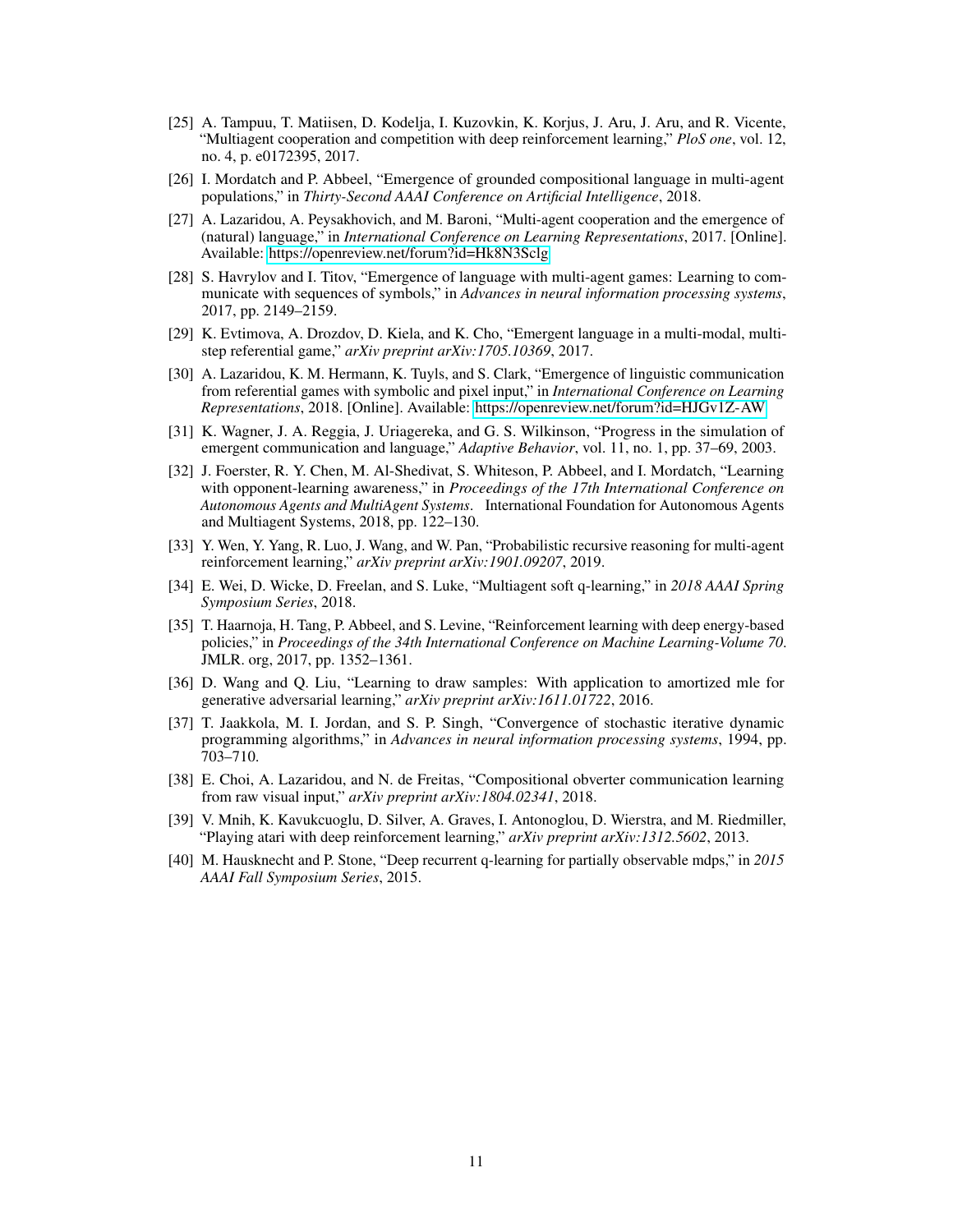[25] A. Tampuu, T. Matiisen, D. Kodelja, I. Kuzovkin, K. Korjus, J. Aru, J. Aru, and R. Vicente, "Multiagent cooperation and competition with deep reinforcement learning," *PloS one*, vol. 12, no. 4, p. e0172395, 2017.

[26] I. Mordatch and P. Abbeel, "Emergence of grounded compositional language in multi-agent populations," in *Thirty-Second AAAI Conference on Artificial Intelligence*, 2018.

[27] A. Lazaridou, A. Peysakhovich, and M. Baroni, "Multi-agent cooperation and the emergence of (natural) language," in *International Conference on Learning Representations*, 2017. [Online]. Available: https://openreview.net/forum?id=Hk8N3Sclg

[28] S. Havrylov and I. Titov, "Emergence of language with multi-agent games: Learning to communicate with sequences of symbols," in *Advances in neural information processing systems*, 2017, pp. 2149–2159.

[29] K. Evtimova, A. Drozdov, D. Kiela, and K. Cho, "Emergent language in a multi-modal, multi-step referential game," *arXiv preprint arXiv:1705.10369*, 2017.

[30] A. Lazaridou, K. M. Hermann, K. Tuyls, and S. Clark, "Emergence of linguistic communication from referential games with symbolic and pixel input," in *International Conference on Learning Representations*, 2018. [Online]. Available: https://openreview.net/forum?id=HJGv1Z-AW

[31] K. Wagner, J. A. Reggia, J. Uriagereka, and G. S. Wilkinson, "Progress in the simulation of emergent communication and language," *Adaptive Behavior*, vol. 11, no. 1, pp. 37–69, 2003.

[32] J. Foerster, R. Y. Chen, M. Al-Shedivat, S. Whiteson, P. Abbeel, and I. Mordatch, "Learning with opponent-learning awareness," in *Proceedings of the 17th International Conference on Autonomous Agents and MultiAgent Systems*. International Foundation for Autonomous Agents and Multiagent Systems, 2018, pp. 122–130.

[33] Y. Wen, Y. Yang, R. Luo, J. Wang, and W. Pan, "Probabilistic recursive reasoning for multi-agent reinforcement learning," *arXiv preprint arXiv:1901.09207*, 2019.

[34] E. Wei, D. Wicke, D. Freelan, and S. Luke, "Multiagent soft q-learning," in *2018 AAAI Spring Symposium Series*, 2018.

[35] T. Haarnoja, H. Tang, P. Abbeel, and S. Levine, "Reinforcement learning with deep energy-based policies," in *Proceedings of the 34th International Conference on Machine Learning-Volume 70*. JMLR. org, 2017, pp. 1352–1361.

[36] D. Wang and Q. Liu, "Learning to draw samples: With application to amortized mle for generative adversarial learning," *arXiv preprint arXiv:1611.01722*, 2016.

[37] T. Jaakkola, M. I. Jordan, and S. P. Singh, "Convergence of stochastic iterative dynamic programming algorithms," in *Advances in neural information processing systems*, 1994, pp. 703–710.

[38] E. Choi, A. Lazaridou, and N. de Freitas, "Compositional obverter communication learning from raw visual input," *arXiv preprint arXiv:1804.02341*, 2018.

[39] V. Mnih, K. Kavukcuoglu, D. Silver, A. Graves, I. Antonoglou, D. Wierstra, and M. Riedmiller, "Playing atari with deep reinforcement learning," *arXiv preprint arXiv:1312.5602*, 2013.

[40] M. Hausknecht and P. Stone, "Deep recurrent q-learning for partially observable mdps," in *2015 AAAI Fall Symposium Series*, 2015.